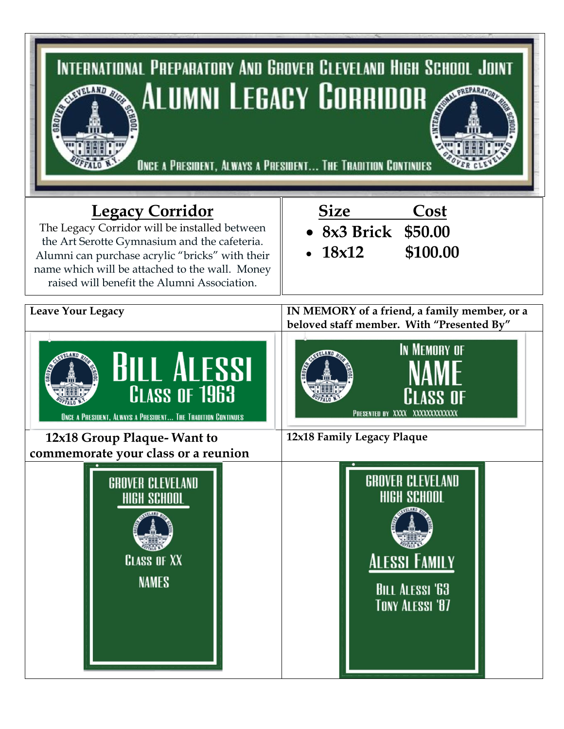# International Preparatory And Grover Cleveland High School Joint Alumni Legacy Corridor

Once a President, Always a President... The Tradition Continues

## Legacy Corridor

The Legacy Corridor will be installed between the Art Serotte Gymnasium and the cafeteria. Alumni can purchase acrylic "bricks" with their name which will be attached to the wall. Money raised will benefit the Alumni Association.

| Size | Cost |
|---|---|
| 8x3 Brick | $50.00 |
| 18x12 | $100.00 |

**Leave Your Legacy**

Bill Alessi
Class of 1963
Once a President, Always a President... The Tradition Continues

**IN MEMORY of a friend, a family member, or a beloved staff member. With "Presented By"**

In Memory of
NAME
Class of
Presented by XXXX XXXXXXXXXXXX

**12x18 Group Plaque- Want to commemorate your class or a reunion**

Grover Cleveland High School
Class of XX
Names

**12x18 Family Legacy Plaque**

Grover Cleveland High School
Alessi Family
Bill Alessi '63
Tony Alessi '87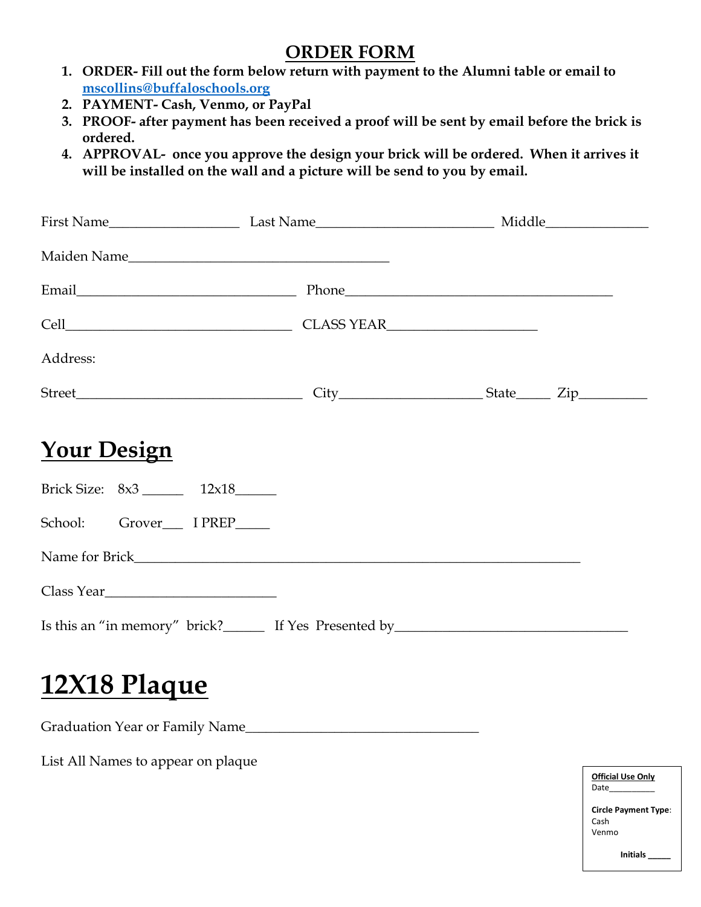# ORDER FORM

1. **ORDER- Fill out the form below return with payment to the Alumni table or email to [mscollins@buffaloschools.org](mailto:mscollins@buffaloschools.org)**
2. **PAYMENT- Cash, Venmo, or PayPal**
3. **PROOF- after payment has been received a proof will be sent by email before the brick is ordered.**
4. **APPROVAL- once you approve the design your brick will be ordered. When it arrives it will be installed on the wall and a picture will be send to you by email.**

First Name__________________ Last Name_________________________ Middle______________

Maiden Name_____________________________________

Email_______________________________ Phone______________________________________

Cell________________________________ CLASS YEAR_____________________

Address:

Street________________________________ City____________________ State_____ Zip_________

## Your Design

Brick Size: 8x3 ______ 12x18______

School: Grover___ I PREP_____

Name for Brick______________________________________________________________

Class Year________________________

Is this an "in memory" brick?______ If Yes Presented by_________________________________

# 12X18 Plaque

Graduation Year or Family Name_________________________________

List All Names to appear on plaque

**Official Use Only**
Date__________

**Circle Payment Type**:
Cash
Venmo

**Initials** _____